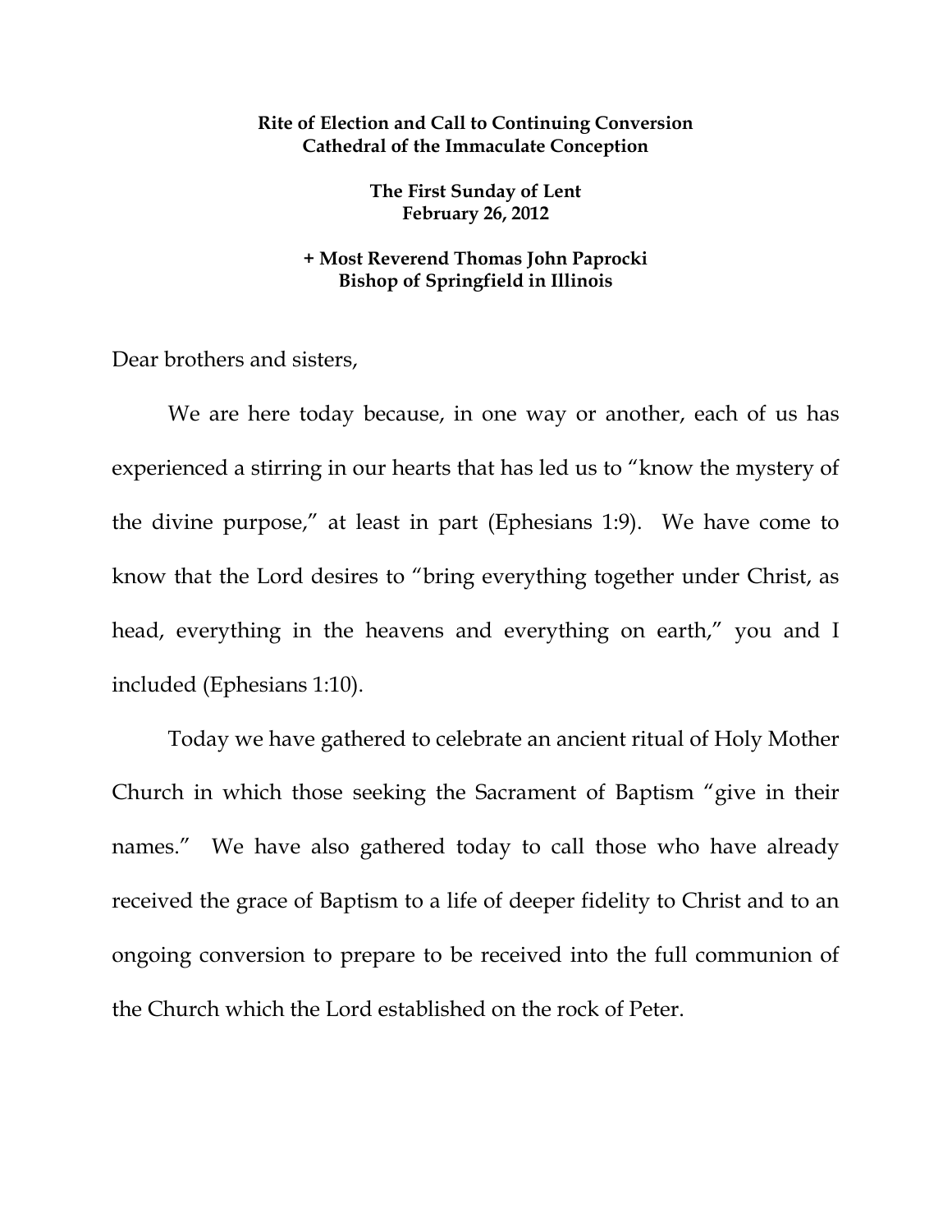**Rite of Election and Call to Continuing Conversion**
**Cathedral of the Immaculate Conception**

**The First Sunday of Lent**
**February 26, 2012**

**+ Most Reverend Thomas John Paprocki**
**Bishop of Springfield in Illinois**

Dear brothers and sisters,

We are here today because, in one way or another, each of us has experienced a stirring in our hearts that has led us to "know the mystery of the divine purpose," at least in part (Ephesians 1:9). We have come to know that the Lord desires to "bring everything together under Christ, as head, everything in the heavens and everything on earth," you and I included (Ephesians 1:10).

Today we have gathered to celebrate an ancient ritual of Holy Mother Church in which those seeking the Sacrament of Baptism "give in their names." We have also gathered today to call those who have already received the grace of Baptism to a life of deeper fidelity to Christ and to an ongoing conversion to prepare to be received into the full communion of the Church which the Lord established on the rock of Peter.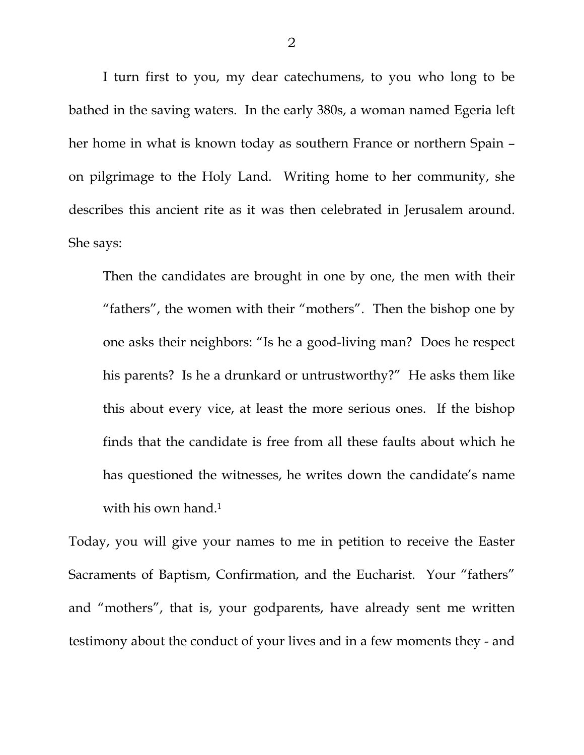I turn first to you, my dear catechumens, to you who long to be bathed in the saving waters. In the early 380s, a woman named Egeria left her home in what is known today as southern France or northern Spain – on pilgrimage to the Holy Land. Writing home to her community, she describes this ancient rite as it was then celebrated in Jerusalem around. She says:

> Then the candidates are brought in one by one, the men with their "fathers", the women with their "mothers". Then the bishop one by one asks their neighbors: "Is he a good-living man? Does he respect his parents? Is he a drunkard or untrustworthy?" He asks them like this about every vice, at least the more serious ones. If the bishop finds that the candidate is free from all these faults about which he has questioned the witnesses, he writes down the candidate's name with his own hand.[1]

Today, you will give your names to me in petition to receive the Easter Sacraments of Baptism, Confirmation, and the Eucharist. Your "fathers" and "mothers", that is, your godparents, have already sent me written testimony about the conduct of your lives and in a few moments they - and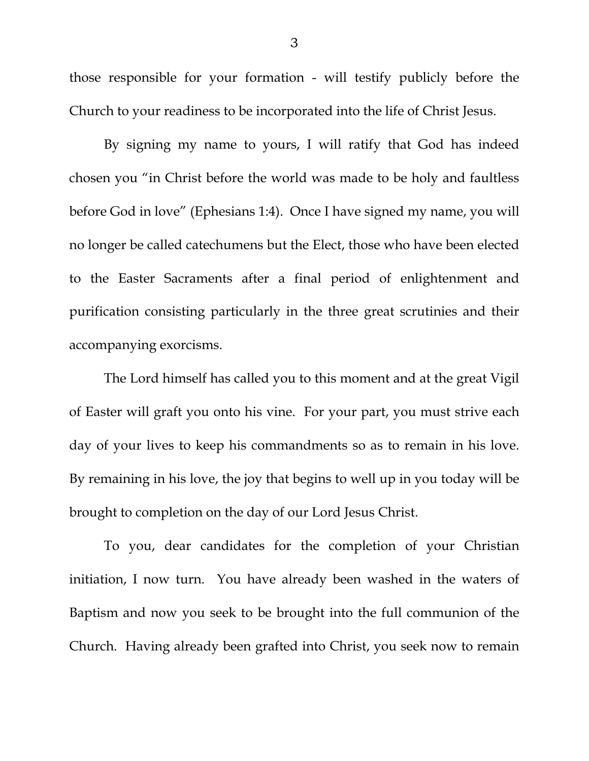those responsible for your formation - will testify publicly before the Church to your readiness to be incorporated into the life of Christ Jesus.

By signing my name to yours, I will ratify that God has indeed chosen you "in Christ before the world was made to be holy and faultless before God in love" (Ephesians 1:4). Once I have signed my name, you will no longer be called catechumens but the Elect, those who have been elected to the Easter Sacraments after a final period of enlightenment and purification consisting particularly in the three great scrutinies and their accompanying exorcisms.

The Lord himself has called you to this moment and at the great Vigil of Easter will graft you onto his vine. For your part, you must strive each day of your lives to keep his commandments so as to remain in his love. By remaining in his love, the joy that begins to well up in you today will be brought to completion on the day of our Lord Jesus Christ.

To you, dear candidates for the completion of your Christian initiation, I now turn. You have already been washed in the waters of Baptism and now you seek to be brought into the full communion of the Church. Having already been grafted into Christ, you seek now to remain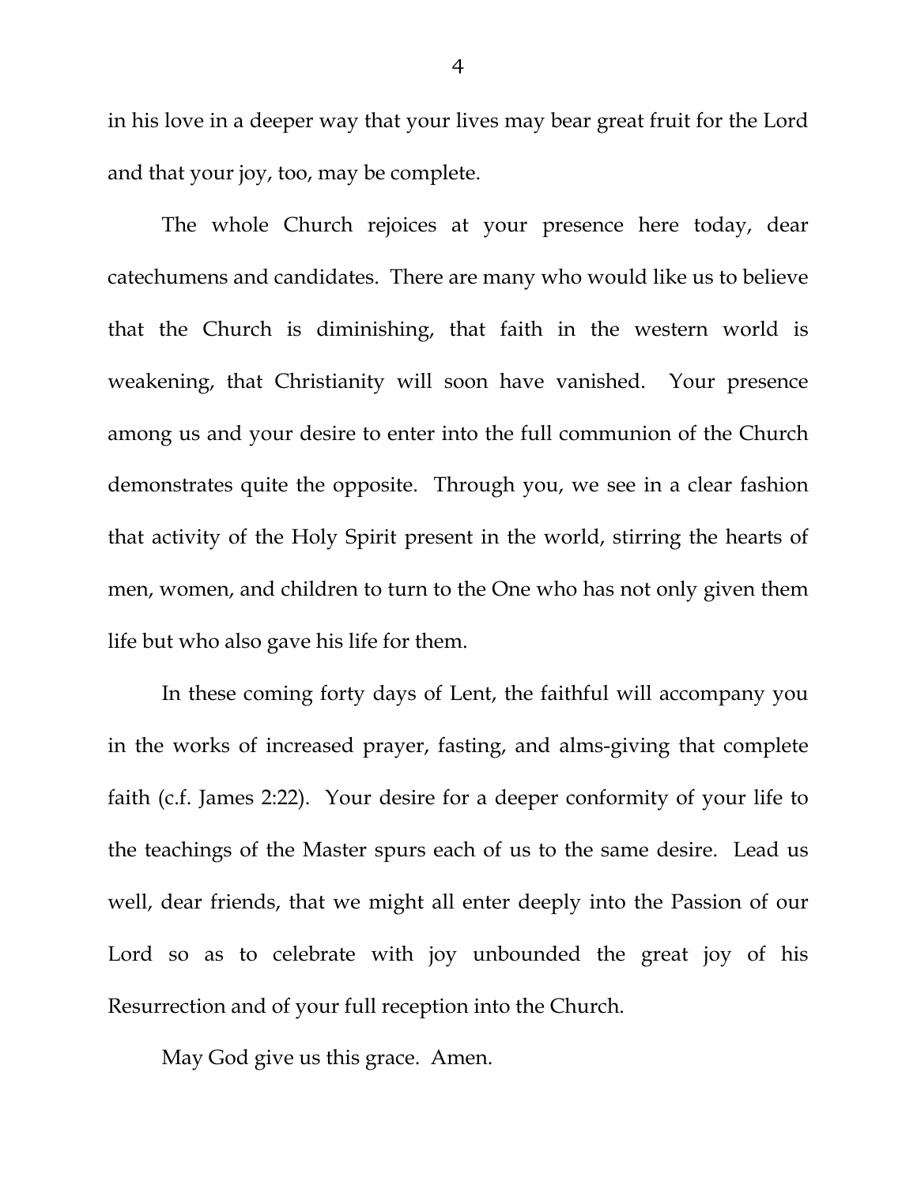in his love in a deeper way that your lives may bear great fruit for the Lord and that your joy, too, may be complete.

The whole Church rejoices at your presence here today, dear catechumens and candidates. There are many who would like us to believe that the Church is diminishing, that faith in the western world is weakening, that Christianity will soon have vanished. Your presence among us and your desire to enter into the full communion of the Church demonstrates quite the opposite. Through you, we see in a clear fashion that activity of the Holy Spirit present in the world, stirring the hearts of men, women, and children to turn to the One who has not only given them life but who also gave his life for them.

In these coming forty days of Lent, the faithful will accompany you in the works of increased prayer, fasting, and alms-giving that complete faith (c.f. James 2:22). Your desire for a deeper conformity of your life to the teachings of the Master spurs each of us to the same desire. Lead us well, dear friends, that we might all enter deeply into the Passion of our Lord so as to celebrate with joy unbounded the great joy of his Resurrection and of your full reception into the Church.

May God give us this grace. Amen.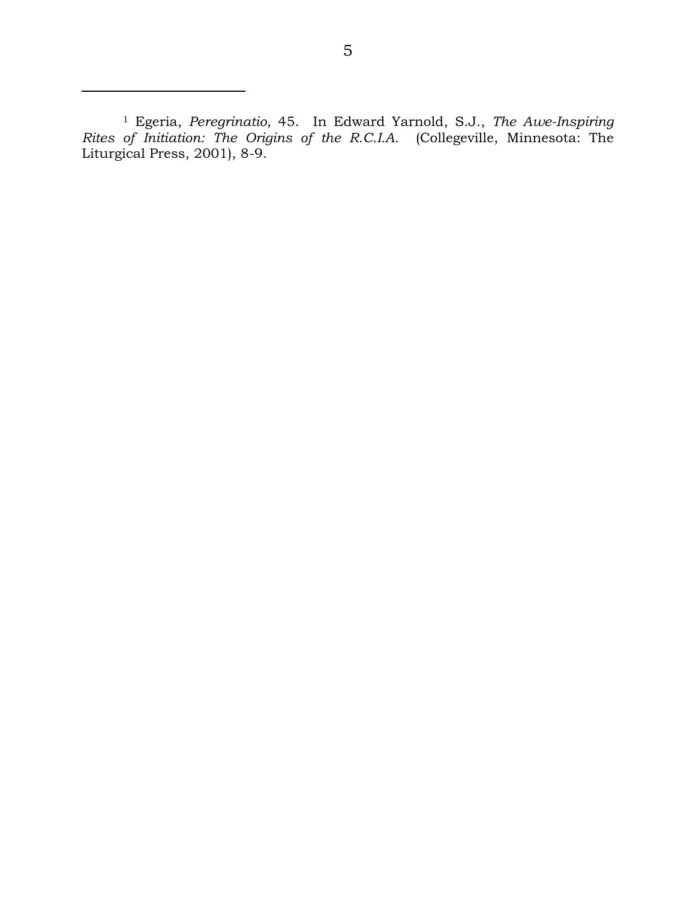[1] Egeria, *Peregrinatio*, 45. In Edward Yarnold, S.J., *The Awe-Inspiring Rites of Initiation: The Origins of the R.C.I.A.* (Collegeville, Minnesota: The Liturgical Press, 2001), 8-9.